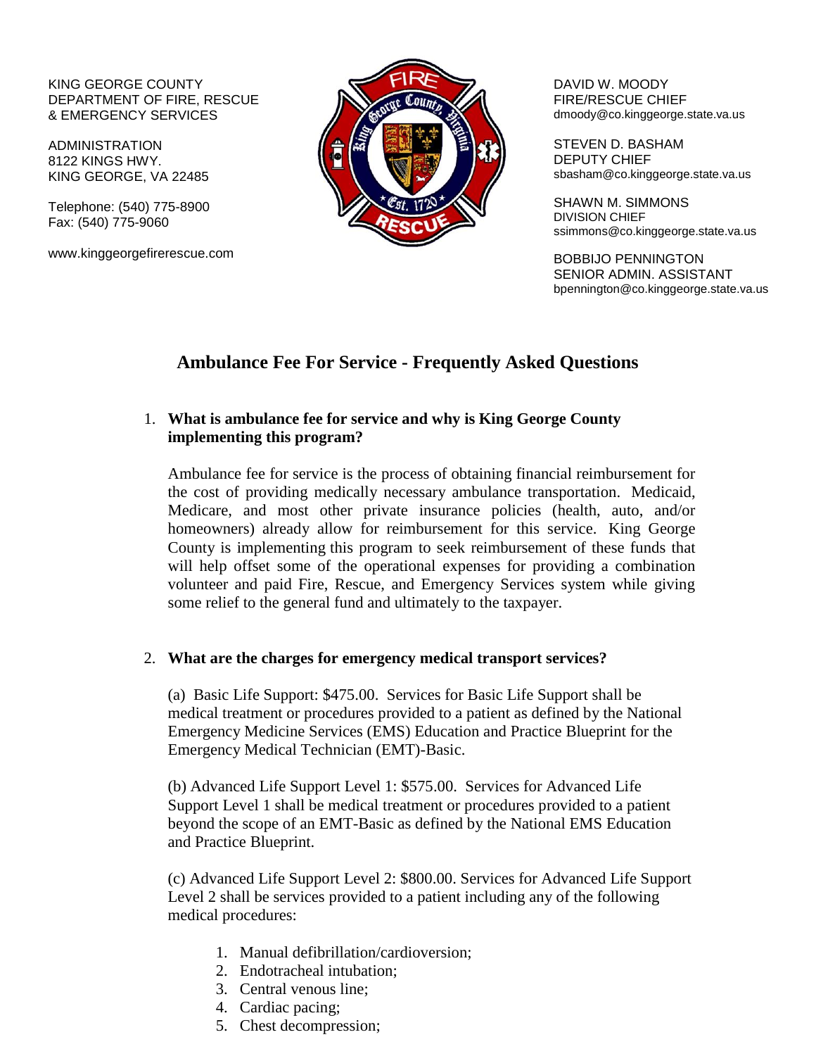KING GEORGE COUNTY
DEPARTMENT OF FIRE, RESCUE
& EMERGENCY SERVICES

ADMINISTRATION
8122 KINGS HWY.
KING GEORGE, VA 22485

Telephone: (540) 775-8900
Fax: (540) 775-9060

www.kinggeorgefirerescue.com

DAVID W. MOODY
FIRE/RESCUE CHIEF
dmoody@co.kinggeorge.state.va.us

STEVEN D. BASHAM
DEPUTY CHIEF
sbasham@co.kinggeorge.state.va.us

SHAWN M. SIMMONS
DIVISION CHIEF
ssimmons@co.kinggeorge.state.va.us

BOBBIJO PENNINGTON
SENIOR ADMIN. ASSISTANT
bpennington@co.kinggeorge.state.va.us

# Ambulance Fee For Service - Frequently Asked Questions

1. **What is ambulance fee for service and why is King George County implementing this program?**

   Ambulance fee for service is the process of obtaining financial reimbursement for the cost of providing medically necessary ambulance transportation. Medicaid, Medicare, and most other private insurance policies (health, auto, and/or homeowners) already allow for reimbursement for this service. King George County is implementing this program to seek reimbursement of these funds that will help offset some of the operational expenses for providing a combination volunteer and paid Fire, Rescue, and Emergency Services system while giving some relief to the general fund and ultimately to the taxpayer.

2. **What are the charges for emergency medical transport services?**

   (a) Basic Life Support: $475.00. Services for Basic Life Support shall be medical treatment or procedures provided to a patient as defined by the National Emergency Medicine Services (EMS) Education and Practice Blueprint for the Emergency Medical Technician (EMT)-Basic.

   (b) Advanced Life Support Level 1: $575.00. Services for Advanced Life Support Level 1 shall be medical treatment or procedures provided to a patient beyond the scope of an EMT-Basic as defined by the National EMS Education and Practice Blueprint.

   (c) Advanced Life Support Level 2: $800.00. Services for Advanced Life Support Level 2 shall be services provided to a patient including any of the following medical procedures:

   1. Manual defibrillation/cardioversion;
   2. Endotracheal intubation;
   3. Central venous line;
   4. Cardiac pacing;
   5. Chest decompression;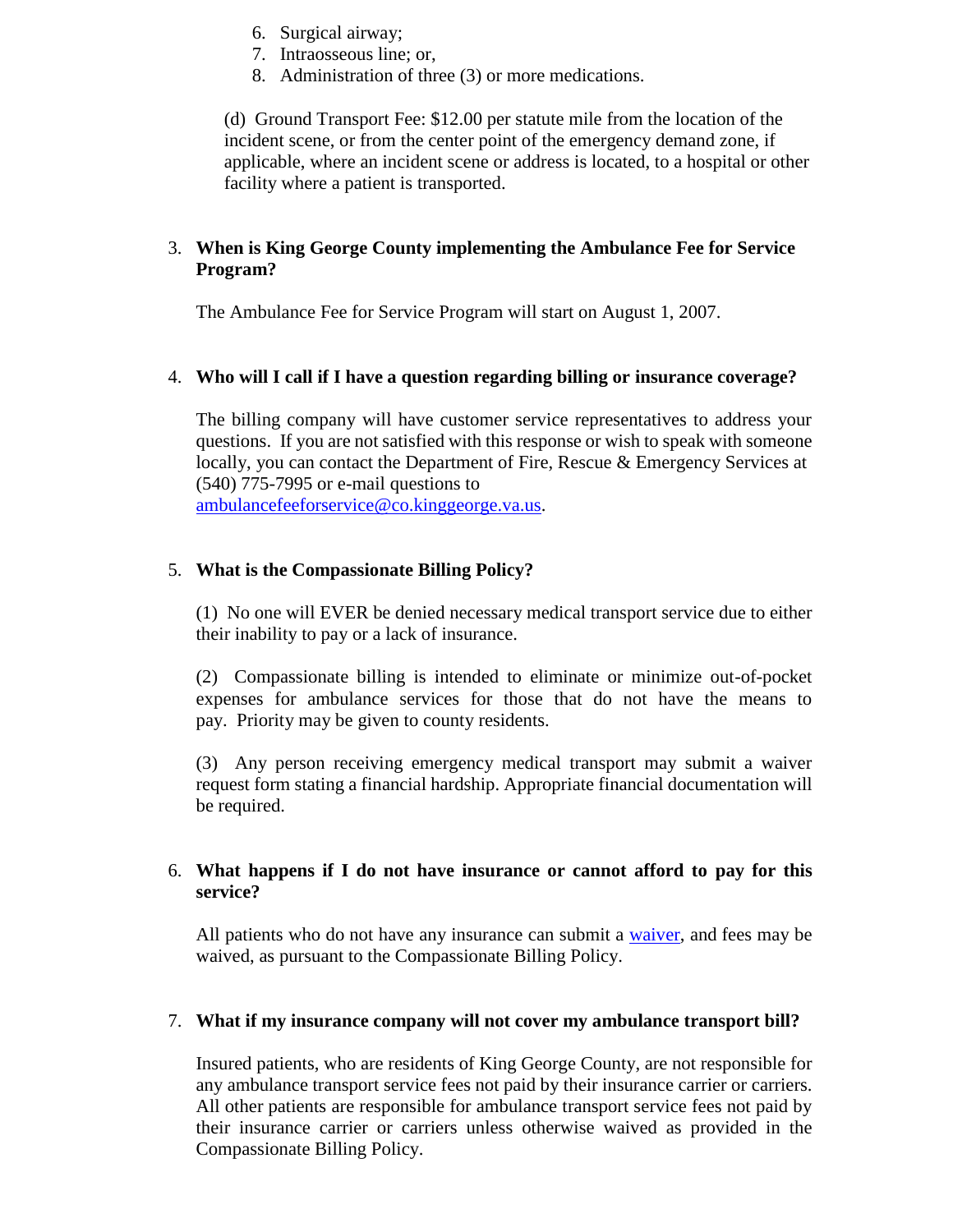6. Surgical airway;
7. Intraosseous line; or,
8. Administration of three (3) or more medications.

(d) Ground Transport Fee: $12.00 per statute mile from the location of the incident scene, or from the center point of the emergency demand zone, if applicable, where an incident scene or address is located, to a hospital or other facility where a patient is transported.

3. **When is King George County implementing the Ambulance Fee for Service Program?**

   The Ambulance Fee for Service Program will start on August 1, 2007.

4. **Who will I call if I have a question regarding billing or insurance coverage?**

   The billing company will have customer service representatives to address your questions. If you are not satisfied with this response or wish to speak with someone locally, you can contact the Department of Fire, Rescue & Emergency Services at (540) 775-7995 or e-mail questions to ambulancefeeforservice@co.kinggeorge.va.us.

5. **What is the Compassionate Billing Policy?**

   (1) No one will EVER be denied necessary medical transport service due to either their inability to pay or a lack of insurance.

   (2) Compassionate billing is intended to eliminate or minimize out-of-pocket expenses for ambulance services for those that do not have the means to pay. Priority may be given to county residents.

   (3) Any person receiving emergency medical transport may submit a waiver request form stating a financial hardship. Appropriate financial documentation will be required.

6. **What happens if I do not have insurance or cannot afford to pay for this service?**

   All patients who do not have any insurance can submit a waiver, and fees may be waived, as pursuant to the Compassionate Billing Policy.

7. **What if my insurance company will not cover my ambulance transport bill?**

   Insured patients, who are residents of King George County, are not responsible for any ambulance transport service fees not paid by their insurance carrier or carriers. All other patients are responsible for ambulance transport service fees not paid by their insurance carrier or carriers unless otherwise waived as provided in the Compassionate Billing Policy.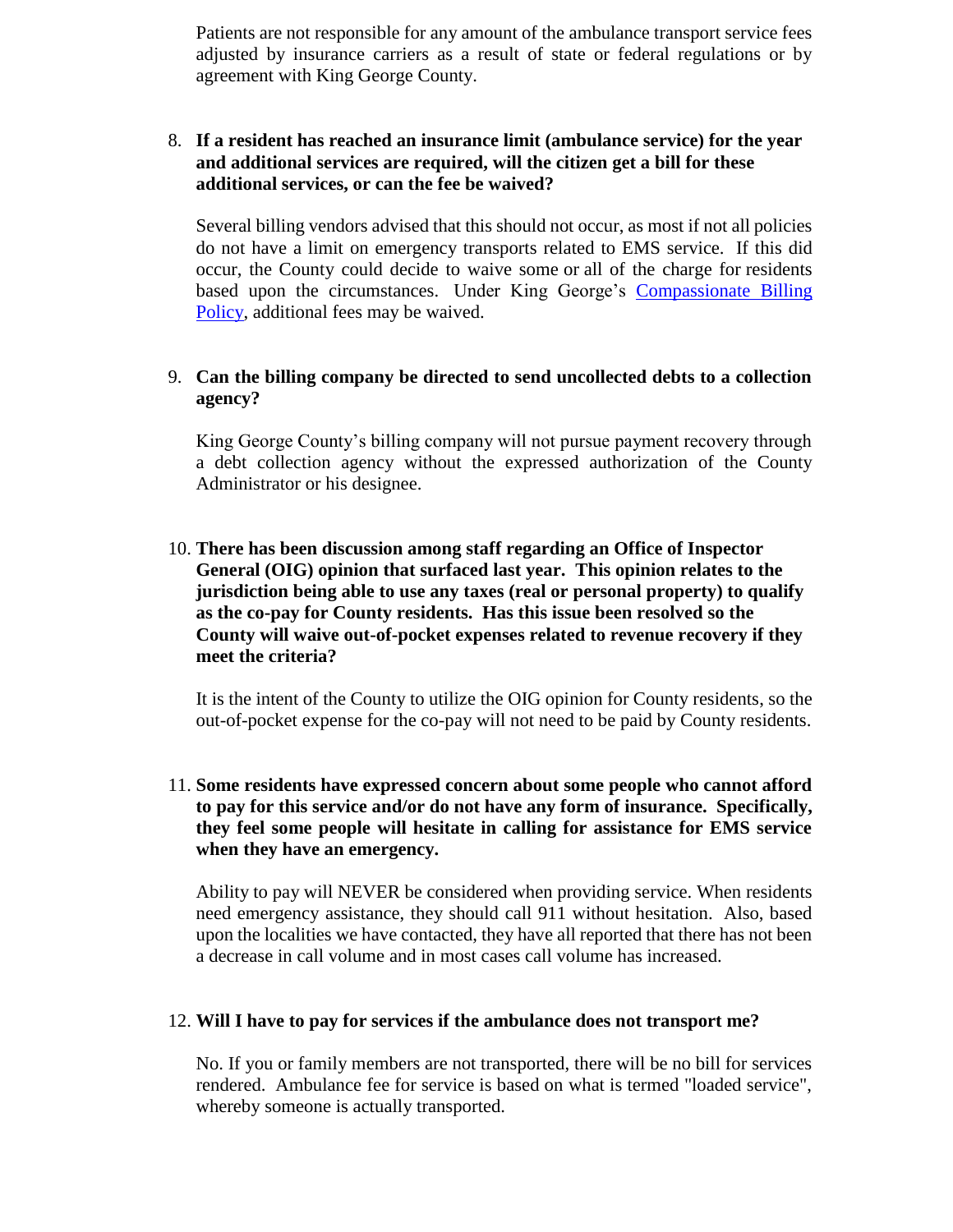Patients are not responsible for any amount of the ambulance transport service fees adjusted by insurance carriers as a result of state or federal regulations or by agreement with King George County.

8. **If a resident has reached an insurance limit (ambulance service) for the year and additional services are required, will the citizen get a bill for these additional services, or can the fee be waived?**

   Several billing vendors advised that this should not occur, as most if not all policies do not have a limit on emergency transports related to EMS service. If this did occur, the County could decide to waive some or all of the charge for residents based upon the circumstances. Under King George's Compassionate Billing Policy, additional fees may be waived.

9. **Can the billing company be directed to send uncollected debts to a collection agency?**

   King George County's billing company will not pursue payment recovery through a debt collection agency without the expressed authorization of the County Administrator or his designee.

10. **There has been discussion among staff regarding an Office of Inspector General (OIG) opinion that surfaced last year. This opinion relates to the jurisdiction being able to use any taxes (real or personal property) to qualify as the co-pay for County residents. Has this issue been resolved so the County will waive out-of-pocket expenses related to revenue recovery if they meet the criteria?**

    It is the intent of the County to utilize the OIG opinion for County residents, so the out-of-pocket expense for the co-pay will not need to be paid by County residents.

11. **Some residents have expressed concern about some people who cannot afford to pay for this service and/or do not have any form of insurance. Specifically, they feel some people will hesitate in calling for assistance for EMS service when they have an emergency.**

    Ability to pay will NEVER be considered when providing service. When residents need emergency assistance, they should call 911 without hesitation. Also, based upon the localities we have contacted, they have all reported that there has not been a decrease in call volume and in most cases call volume has increased.

12. **Will I have to pay for services if the ambulance does not transport me?**

    No. If you or family members are not transported, there will be no bill for services rendered. Ambulance fee for service is based on what is termed "loaded service", whereby someone is actually transported.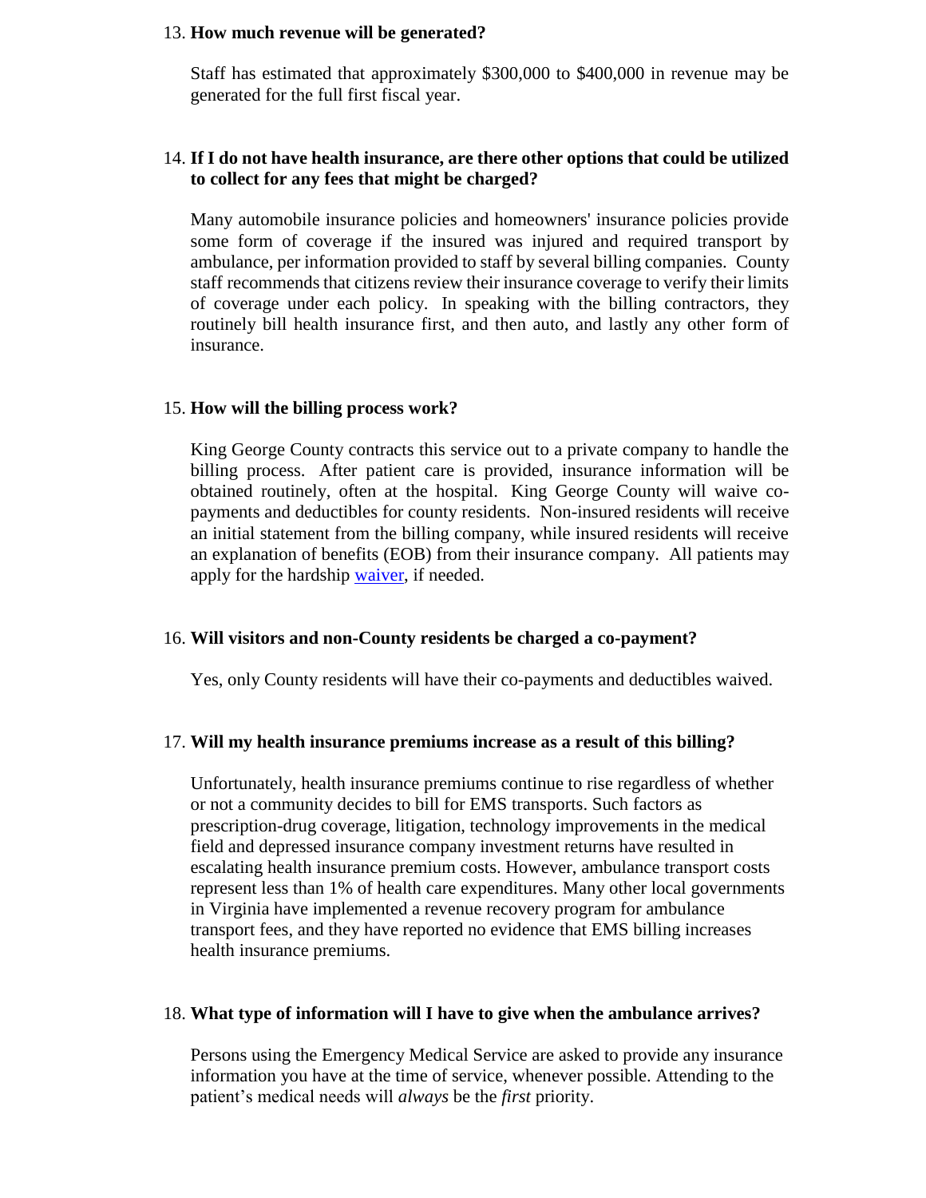13. **How much revenue will be generated?**

    Staff has estimated that approximately $300,000 to $400,000 in revenue may be generated for the full first fiscal year.

14. **If I do not have health insurance, are there other options that could be utilized to collect for any fees that might be charged?**

    Many automobile insurance policies and homeowners' insurance policies provide some form of coverage if the insured was injured and required transport by ambulance, per information provided to staff by several billing companies. County staff recommends that citizens review their insurance coverage to verify their limits of coverage under each policy. In speaking with the billing contractors, they routinely bill health insurance first, and then auto, and lastly any other form of insurance.

15. **How will the billing process work?**

    King George County contracts this service out to a private company to handle the billing process. After patient care is provided, insurance information will be obtained routinely, often at the hospital. King George County will waive co-payments and deductibles for county residents. Non-insured residents will receive an initial statement from the billing company, while insured residents will receive an explanation of benefits (EOB) from their insurance company. All patients may apply for the hardship waiver, if needed.

16. **Will visitors and non-County residents be charged a co-payment?**

    Yes, only County residents will have their co-payments and deductibles waived.

17. **Will my health insurance premiums increase as a result of this billing?**

    Unfortunately, health insurance premiums continue to rise regardless of whether or not a community decides to bill for EMS transports. Such factors as prescription-drug coverage, litigation, technology improvements in the medical field and depressed insurance company investment returns have resulted in escalating health insurance premium costs. However, ambulance transport costs represent less than 1% of health care expenditures. Many other local governments in Virginia have implemented a revenue recovery program for ambulance transport fees, and they have reported no evidence that EMS billing increases health insurance premiums.

18. **What type of information will I have to give when the ambulance arrives?**

    Persons using the Emergency Medical Service are asked to provide any insurance information you have at the time of service, whenever possible. Attending to the patient's medical needs will *always* be the *first* priority.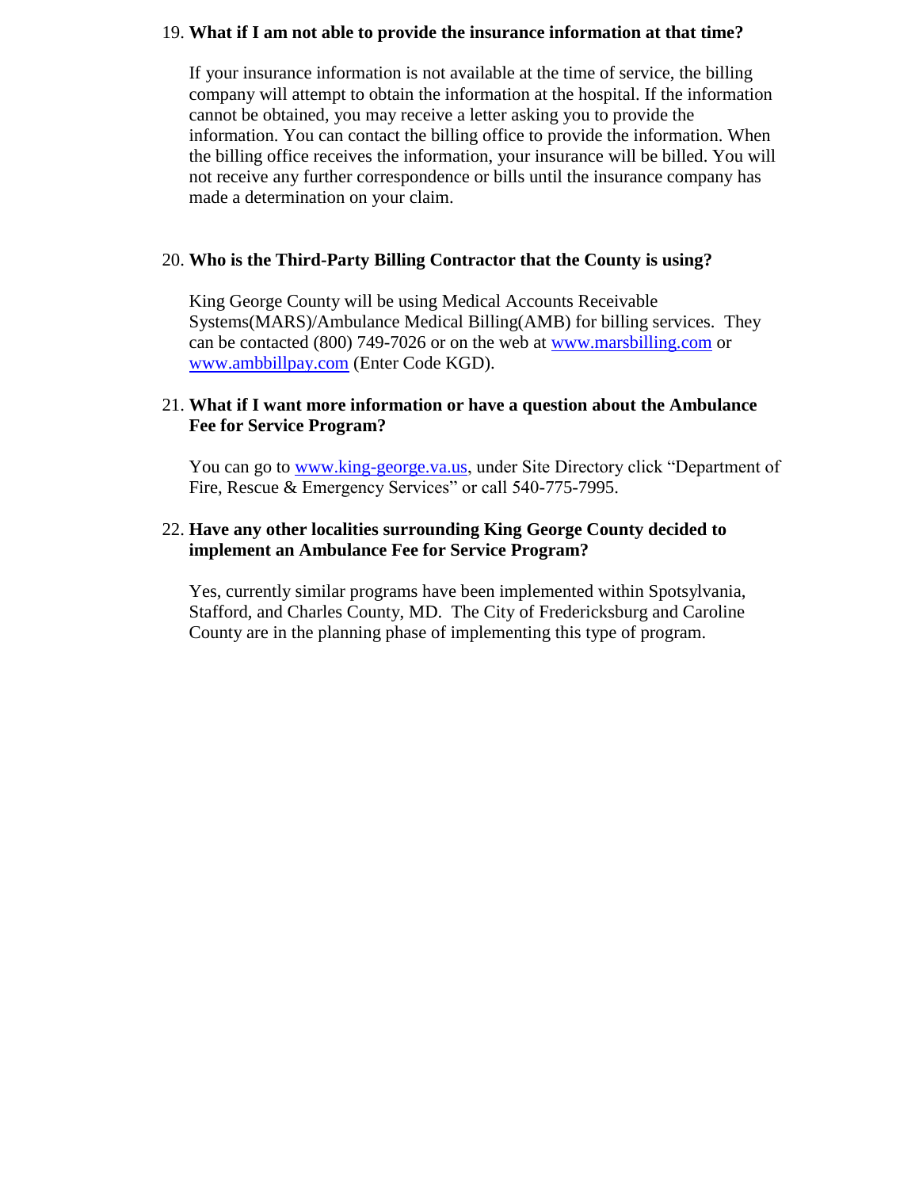19. **What if I am not able to provide the insurance information at that time?**

    If your insurance information is not available at the time of service, the billing company will attempt to obtain the information at the hospital. If the information cannot be obtained, you may receive a letter asking you to provide the information. You can contact the billing office to provide the information. When the billing office receives the information, your insurance will be billed. You will not receive any further correspondence or bills until the insurance company has made a determination on your claim.

20. **Who is the Third-Party Billing Contractor that the County is using?**

    King George County will be using Medical Accounts Receivable Systems(MARS)/Ambulance Medical Billing(AMB) for billing services. They can be contacted (800) 749-7026 or on the web at www.marsbilling.com or www.ambbillpay.com (Enter Code KGD).

21. **What if I want more information or have a question about the Ambulance Fee for Service Program?**

    You can go to www.king-george.va.us, under Site Directory click "Department of Fire, Rescue & Emergency Services" or call 540-775-7995.

22. **Have any other localities surrounding King George County decided to implement an Ambulance Fee for Service Program?**

    Yes, currently similar programs have been implemented within Spotsylvania, Stafford, and Charles County, MD. The City of Fredericksburg and Caroline County are in the planning phase of implementing this type of program.